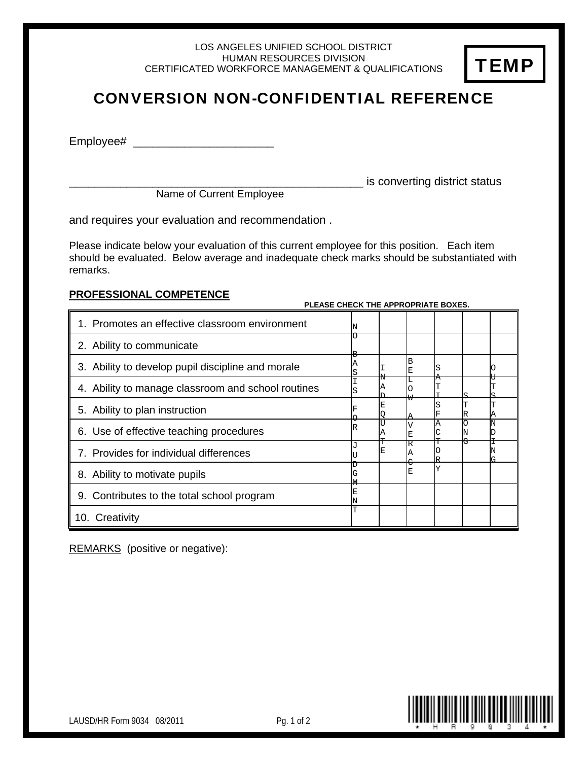LOS ANGELES UNIFIED SCHOOL DISTRICT
HUMAN RESOURCES DIVISION
CERTIFICATED WORKFORCE MANAGEMENT & QUALIFICATIONS

**TEMP**

# CONVERSION NON-CONFIDENTIAL REFERENCE

Employee# ______________________

________________________________________________ is converting district status
Name of Current Employee

and requires your evaluation and recommendation .

Please indicate below your evaluation of this current employee for this position. Each item should be evaluated. Below average and inadequate check marks should be substantiated with remarks.

**PROFESSIONAL COMPETENCE**

**PLEASE CHECK THE APPROPRIATE BOXES.**

| | NO BASIS FOR JUDGMENT | INADEQUATE | BELOW AVERAGE | SATISFACTORY | STRONG | OUTSTANDING |
|---|---|---|---|---|---|---|
| 1. Promotes an effective classroom environment | | | | | | |
| 2. Ability to communicate | | | | | | |
| 3. Ability to develop pupil discipline and morale | | | | | | |
| 4. Ability to manage classroom and school routines | | | | | | |
| 5. Ability to plan instruction | | | | | | |
| 6. Use of effective teaching procedures | | | | | | |
| 7. Provides for individual differences | | | | | | |
| 8. Ability to motivate pupils | | | | | | |
| 9. Contributes to the total school program | | | | | | |
| 10. Creativity | | | | | | |

REMARKS (positive or negative):

LAUSD/HR Form 9034 08/2011

*HR9034*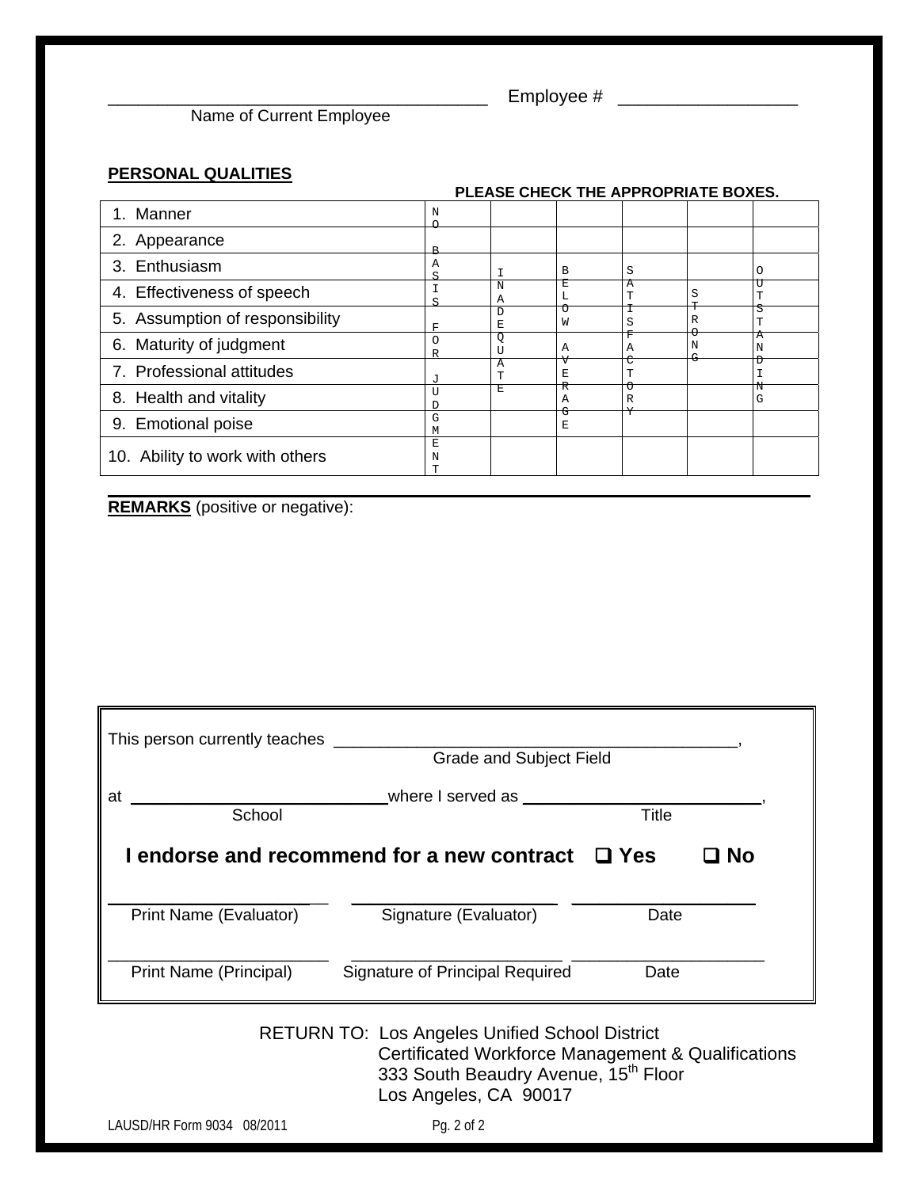_____________________________________ Employee # __________________

Name of Current Employee

**PERSONAL QUALITIES**

**PLEASE CHECK THE APPROPRIATE BOXES.**

| | NO BASIS FOR JUDGMENT | INADEQUATE | BELOW AVERAGE | SATISFACTORY | STRONG | OUTSTANDING |
|---|---|---|---|---|---|---|
| 1. Manner | | | | | | |
| 2. Appearance | | | | | | |
| 3. Enthusiasm | | | | | | |
| 4. Effectiveness of speech | | | | | | |
| 5. Assumption of responsibility | | | | | | |
| 6. Maturity of judgment | | | | | | |
| 7. Professional attitudes | | | | | | |
| 8. Health and vitality | | | | | | |
| 9. Emotional poise | | | | | | |
| 10. Ability to work with others | | | | | | |

**REMARKS** (positive or negative):

This person currently teaches ___________________________________________,
Grade and Subject Field

at ____________________________where I served as __________________________,
School Title

**I endorse and recommend for a new contract ❑ Yes ❑ No**

_______________________ _______________________ ____________________
Print Name (Evaluator) Signature (Evaluator) Date

_______________________ _______________________ ____________________
Print Name (Principal) Signature of Principal Required Date

RETURN TO: Los Angeles Unified School District
Certificated Workforce Management & Qualifications
333 South Beaudry Avenue, 15th Floor
Los Angeles, CA 90017

LAUSD/HR Form 9034 08/2011